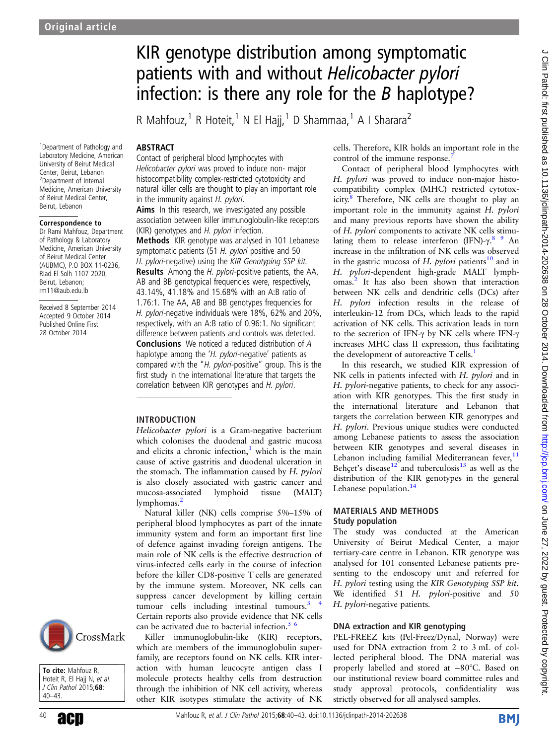Original article

# KIR genotype distribution among symptomatic patients with and without *Helicobacter pylori* infection: is there any role for the *B* haplotype?

R Mahfouz,[1] R Hoteit,[1] N El Hajj,[1] D Shammaa,[1] A I Sharara[2]

[1]Department of Pathology and Laboratory Medicine, American University of Beirut Medical Center, Beirut, Lebanon
[2]Department of Internal Medicine, American University of Beirut Medical Center, Beirut, Lebanon

**Correspondence to**
Dr Rami Mahfouz, Department of Pathology & Laboratory Medicine, American University of Beirut Medical Center (AUBMC), P.O BOX 11-0236, Riad El Solh 1107 2020, Beirut, Lebanon; rm11@aub.edu.lb

Received 8 September 2014
Accepted 9 October 2014
Published Online First 28 October 2014

**To cite:** Mahfouz R, Hoteit R, El Hajj N, *et al*. *J Clin Pathol* 2015;**68**:40–43.

## ABSTRACT

Contact of peripheral blood lymphocytes with *Helicobacter pylori* was proved to induce non- major histocompatibility complex-restricted cytotoxicity and natural killer cells are thought to play an important role in the immunity against *H. pylori*.

**Aims** In this research, we investigated any possible association between killer immunoglobulin-like receptors (KIR) genotypes and *H. pylori* infection.

**Methods** KIR genotype was analysed in 101 Lebanese symptomatic patients (51 *H. pylori* positive and 50 *H. pylori*-negative) using the *KIR Genotyping SSP kit.*

**Results** Among the *H. pylori*-positive patients, the AA, AB and BB genotypical frequencies were, respectively, 43.14%, 41.18% and 15.68% with an A:B ratio of 1.76:1. The AA, AB and BB genotypes frequencies for *H. pylori*-negative individuals were 18%, 62% and 20%, respectively, with an A:B ratio of 0.96:1. No significant difference between patients and controls was detected.

**Conclusions** We noticed a reduced distribution of *A* haplotype among the '*H. pylori*-negative' patients as compared with the "*H. pylori*-positive" group. This is the first study in the international literature that targets the correlation between KIR genotypes and *H. pylori*.

## INTRODUCTION

*Helicobacter pylori* is a Gram-negative bacterium which colonises the duodenal and gastric mucosa and elicits a chronic infection,[1] which is the main cause of active gastritis and duodenal ulceration in the stomach. The inflammation caused by *H. pylori* is also closely associated with gastric cancer and mucosa-associated lymphoid tissue (MALT) lymphomas.[2]

Natural killer (NK) cells comprise 5%–15% of peripheral blood lymphocytes as part of the innate immunity system and form an important first line of defence against invading foreign antigens. The main role of NK cells is the effective destruction of virus-infected cells early in the course of infection before the killer CD8-positive T cells are generated by the immune system. Moreover, NK cells can suppress cancer development by killing certain tumour cells including intestinal tumours.[3,4] Certain reports also provide evidence that NK cells can be activated due to bacterial infection.[5,6]

Killer immunoglobulin-like (KIR) receptors, which are members of the immunoglobulin superfamily, are receptors found on NK cells. KIR interaction with human leucocyte antigen class I molecule protects healthy cells from destruction through the inhibition of NK cell activity, whereas other KIR isotypes stimulate the activity of NK cells. Therefore, KIR holds an important role in the control of the immune response.[7]

Contact of peripheral blood lymphocytes with *H. pylori* was proved to induce non-major histocompatibility complex (MHC) restricted cytotoxicity.[8] Therefore, NK cells are thought to play an important role in the immunity against *H. pylori* and many previous reports have shown the ability of *H. pylori* components to activate NK cells stimulating them to release interferon (IFN)-γ.[8,9] An increase in the infiltration of NK cells was observed in the gastric mucosa of *H. pylori* patients[10] and in *H. pylori*-dependent high-grade MALT lymphomas.[2] It has also been shown that interaction between NK cells and dendritic cells (DCs) after *H. pylori* infection results in the release of interleukin-12 from DCs, which leads to the rapid activation of NK cells. This activation leads in turn to the secretion of IFN-γ by NK cells where IFN-γ increases MHC class II expression, thus facilitating the development of autoreactive T cells.[1]

In this research, we studied KIR expression of NK cells in patients infected with *H. pylori* and in *H. pylori*-negative patients, to check for any association with KIR genotypes. This the first study in the international literature and Lebanon that targets the correlation between KIR genotypes and *H. pylori*. Previous unique studies were conducted among Lebanese patients to assess the association between KIR genotypes and several diseases in Lebanon including familial Mediterranean fever,[11] Behçet's disease[12] and tuberculosis[13] as well as the distribution of the KIR genotypes in the general Lebanese population.[14]

## MATERIALS AND METHODS

### Study population

The study was conducted at the American University of Beirut Medical Center, a major tertiary-care centre in Lebanon. KIR genotype was analysed for 101 consented Lebanese patients presenting to the endoscopy unit and referred for *H. pylori* testing using the *KIR Genotyping SSP kit*. We identified 51 *H. pylori*-positive and 50 *H. pylori*-negative patients.

### DNA extraction and KIR genotyping

PEL-FREEZ kits (Pel-Freez/Dynal, Norway) were used for DNA extraction from 2 to 3 mL of collected peripheral blood. The DNA material was properly labelled and stored at −80°C. Based on our institutional review board committee rules and study approval protocols, confidentiality was strictly observed for all analysed samples.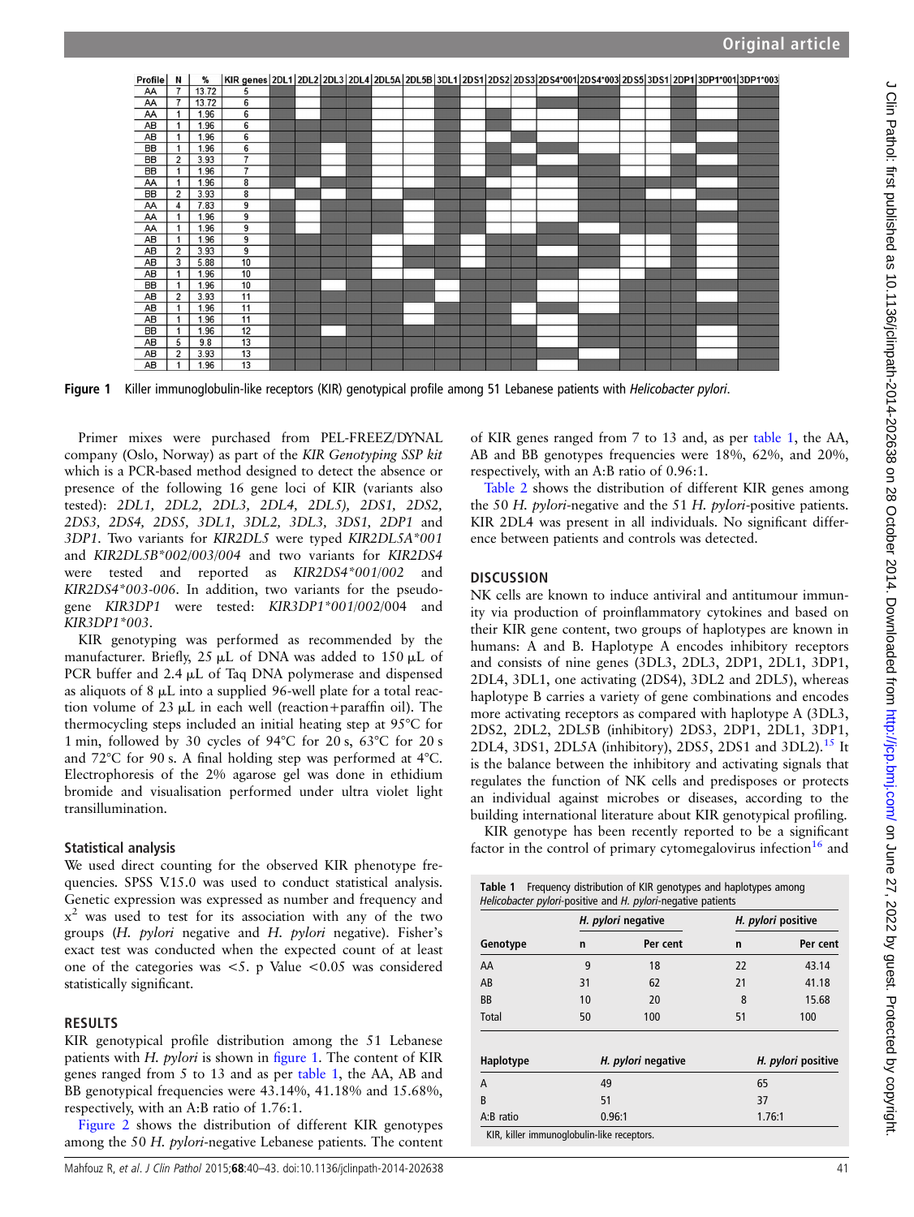| Profile | N | % | KIR genes |
|---|---|---|---|
| AA | 7 | 13.72 | 5 |
| AA | 7 | 13.72 | 6 |
| AA | 1 | 1.96 | 6 |
| AB | 1 | 1.96 | 6 |
| AB | 1 | 1.96 | 6 |
| BB | 1 | 1.96 | 6 |
| BB | 2 | 3.93 | 7 |
| BB | 1 | 1.96 | 7 |
| AA | 1 | 1.96 | 8 |
| BB | 2 | 3.93 | 8 |
| AA | 4 | 7.83 | 9 |
| AA | 1 | 1.96 | 9 |
| AA | 1 | 1.96 | 9 |
| AB | 1 | 1.96 | 9 |
| AB | 2 | 3.93 | 9 |
| AB | 3 | 5.88 | 10 |
| AB | 1 | 1.96 | 10 |
| BB | 1 | 1.96 | 10 |
| AB | 2 | 3.93 | 11 |
| AB | 1 | 1.96 | 11 |
| AB | 1 | 1.96 | 11 |
| BB | 1 | 1.96 | 12 |
| AB | 5 | 9.8 | 13 |
| AB | 2 | 3.93 | 13 |
| AB | 1 | 1.96 | 13 |

**Figure 1** Killer immunoglobulin-like receptors (KIR) genotypical profile among 51 Lebanese patients with *Helicobacter pylori*.

Primer mixes were purchased from PEL-FREEZ/DYNAL company (Oslo, Norway) as part of the *KIR Genotyping SSP kit* which is a PCR-based method designed to detect the absence or presence of the following 16 gene loci of KIR (variants also tested): *2DL1, 2DL2, 2DL3, 2DL4, 2DL5), 2DS1, 2DS2, 2DS3, 2DS4, 2DS5, 3DL1, 3DL2, 3DL3, 3DS1, 2DP1* and *3DP1*. Two variants for *KIR2DL5* were typed *KIR2DL5A\*001* and *KIR2DL5B\*002/003/004* and two variants for *KIR2DS4* were tested and reported as *KIR2DS4\*001/002* and *KIR2DS4\*003-006*. In addition, two variants for the pseudogene *KIR3DP1* were tested: *KIR3DP1\*001/002/004* and *KIR3DP1\*003*.

KIR genotyping was performed as recommended by the manufacturer. Briefly, 25 μL of DNA was added to 150 μL of PCR buffer and 2.4 μL of Taq DNA polymerase and dispensed as aliquots of 8 μL into a supplied 96-well plate for a total reaction volume of 23 μL in each well (reaction+paraffin oil). The thermocycling steps included an initial heating step at 95°C for 1 min, followed by 30 cycles of 94°C for 20 s, 63°C for 20 s and 72°C for 90 s. A final holding step was performed at 4°C. Electrophoresis of the 2% agarose gel was done in ethidium bromide and visualisation performed under ultra violet light transillumination.

### Statistical analysis

We used direct counting for the observed KIR phenotype frequencies. SPSS V.15.0 was used to conduct statistical analysis. Genetic expression was expressed as number and frequency and $x^2$ was used to test for its association with any of the two groups (*H. pylori* negative and *H. pylori* negative). Fisher's exact test was conducted when the expected count of at least one of the categories was <5. p Value <0.05 was considered statistically significant.

## RESULTS

KIR genotypical profile distribution among the 51 Lebanese patients with *H. pylori* is shown in figure 1. The content of KIR genes ranged from 5 to 13 and as per table 1, the AA, AB and BB genotypical frequencies were 43.14%, 41.18% and 15.68%, respectively, with an A:B ratio of 1.76:1.

Figure 2 shows the distribution of different KIR genotypes among the 50 *H. pylori*-negative Lebanese patients. The content of KIR genes ranged from 7 to 13 and, as per table 1, the AA, AB and BB genotypes frequencies were 18%, 62%, and 20%, respectively, with an A:B ratio of 0.96:1.

Table 2 shows the distribution of different KIR genes among the 50 *H. pylori*-negative and the 51 *H. pylori*-positive patients. KIR 2DL4 was present in all individuals. No significant difference between patients and controls was detected.

## DISCUSSION

NK cells are known to induce antiviral and antitumour immunity via production of proinflammatory cytokines and based on their KIR gene content, two groups of haplotypes are known in humans: A and B. Haplotype A encodes inhibitory receptors and consists of nine genes (3DL3, 2DL3, 2DP1, 2DL1, 3DP1, 2DL4, 3DL1, one activating (2DS4), 3DL2 and 2DL5), whereas haplotype B carries a variety of gene combinations and encodes more activating receptors as compared with haplotype A (3DL3, 2DS2, 2DL2, 2DL5B (inhibitory) 2DS3, 2DP1, 2DL1, 3DP1, 2DL4, 3DS1, 2DL5A (inhibitory), 2DS5, 2DS1 and 3DL2).[15] It is the balance between the inhibitory and activating signals that regulates the function of NK cells and predisposes or protects an individual against microbes or diseases, according to the building international literature about KIR genotypical profiling.

KIR genotype has been recently reported to be a significant factor in the control of primary cytomegalovirus infection[16] and

**Table 1** Frequency distribution of KIR genotypes and haplotypes among *Helicobacter pylori*-positive and *H. pylori*-negative patients

| | *H. pylori* negative | | *H. pylori* positive | |
|---|---|---|---|---|
| Genotype | n | Per cent | n | Per cent |
| AA | 9 | 18 | 22 | 43.14 |
| AB | 31 | 62 | 21 | 41.18 |
| BB | 10 | 20 | 8 | 15.68 |
| Total | 50 | 100 | 51 | 100 |

| Haplotype | *H. pylori* negative | *H. pylori* positive |
|---|---|---|
| A | 49 | 65 |
| B | 51 | 37 |
| A:B ratio | 0.96:1 | 1.76:1 |

KIR, killer immunoglobulin-like receptors.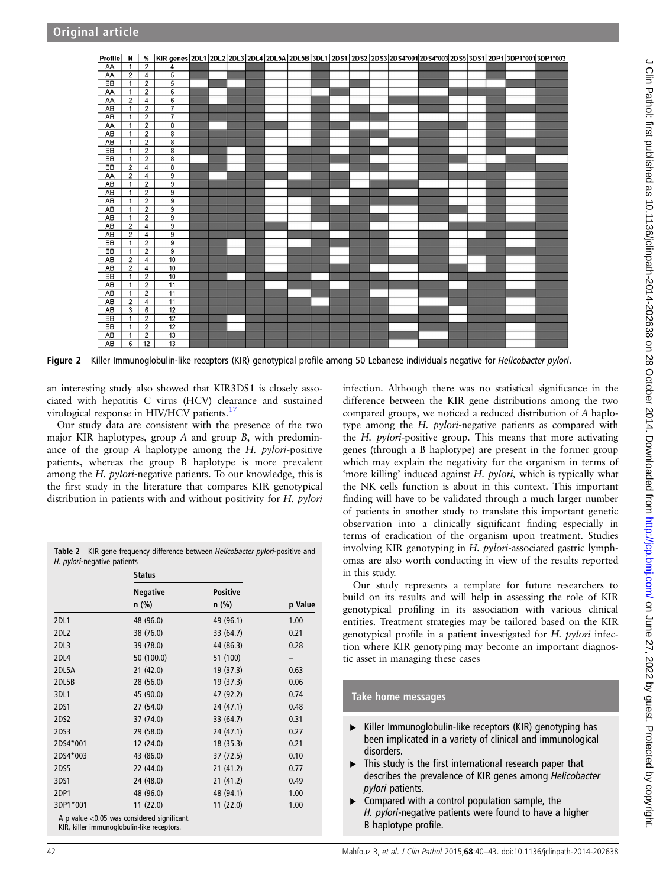| Profile | N | % | KIR genes |
|---|---|---|---|
| AA | 1 | 2 | 4 |
| AA | 2 | 4 | 5 |
| BB | 1 | 2 | 5 |
| AA | 1 | 2 | 6 |
| AA | 2 | 4 | 6 |
| AB | 1 | 2 | 7 |
| AB | 1 | 2 | 7 |
| AA | 1 | 2 | 8 |
| AB | 1 | 2 | 8 |
| AB | 1 | 2 | 8 |
| BB | 1 | 2 | 8 |
| BB | 1 | 2 | 8 |
| BB | 2 | 4 | 8 |
| AA | 2 | 4 | 9 |
| AB | 1 | 2 | 9 |
| AB | 1 | 2 | 9 |
| AB | 1 | 2 | 9 |
| AB | 1 | 2 | 9 |
| AB | 1 | 2 | 9 |
| AB | 2 | 4 | 9 |
| AB | 2 | 4 | 9 |
| BB | 1 | 2 | 9 |
| BB | 1 | 2 | 9 |
| AB | 2 | 4 | 10 |
| AB | 2 | 4 | 10 |
| BB | 1 | 2 | 10 |
| AB | 1 | 2 | 11 |
| AB | 1 | 2 | 11 |
| AB | 2 | 4 | 11 |
| AB | 3 | 6 | 12 |
| BB | 1 | 2 | 12 |
| BB | 1 | 2 | 12 |
| AB | 1 | 2 | 13 |
| AB | 6 | 12 | 13 |

KIR genes columns: 2DL1, 2DL2, 2DL3, 2DL4, 2DL5A, 2DL5B, 3DL1, 2DS1, 2DS2, 2DS3, 2DS4*001, 2DS4*003, 2DS5, 3DS1, 2DP1, 3DP1*001, 3DP1*003

**Figure 2** Killer Immunoglobulin-like receptors (KIR) genotypical profile among 50 Lebanese individuals negative for *Helicobacter pylori*.

an interesting study also showed that KIR3DS1 is closely associated with hepatitis C virus (HCV) clearance and sustained virological response in HIV/HCV patients.[17]

Our study data are consistent with the presence of the two major KIR haplotypes, group *A* and group *B*, with predominance of the group *A* haplotype among the *H. pylori*-positive patients, whereas the group B haplotype is more prevalent among the *H. pylori*-negative patients. To our knowledge, this is the first study in the literature that compares KIR genotypical distribution in patients with and without positivity for *H. pylori* infection. Although there was no statistical significance in the difference between the KIR gene distributions among the two compared groups, we noticed a reduced distribution of *A* haplotype among the *H. pylori*-negative patients as compared with the *H. pylori*-positive group. This means that more activating genes (through a B haplotype) are present in the former group which may explain the negativity for the organism in terms of 'more killing' induced against *H. pylori,* which is typically what the NK cells function is about in this context. This important finding will have to be validated through a much larger number of patients in another study to translate this important genetic observation into a clinically significant finding especially in terms of eradication of the organism upon treatment. Studies involving KIR genotyping in *H. pylori*-associated gastric lymphomas are also worth conducting in view of the results reported in this study.

**Table 2** KIR gene frequency difference between *Helicobacter pylori*-positive and *H. pylori*-negative patients

| | Status | | |
|---|---|---|---|
| | Negative n (%) | Positive n (%) | p Value |
| 2DL1 | 48 (96.0) | 49 (96.1) | 1.00 |
| 2DL2 | 38 (76.0) | 33 (64.7) | 0.21 |
| 2DL3 | 39 (78.0) | 44 (86.3) | 0.28 |
| 2DL4 | 50 (100.0) | 51 (100) | – |
| 2DL5A | 21 (42.0) | 19 (37.3) | 0.63 |
| 2DL5B | 28 (56.0) | 19 (37.3) | 0.06 |
| 3DL1 | 45 (90.0) | 47 (92.2) | 0.74 |
| 2DS1 | 27 (54.0) | 24 (47.1) | 0.48 |
| 2DS2 | 37 (74.0) | 33 (64.7) | 0.31 |
| 2DS3 | 29 (58.0) | 24 (47.1) | 0.27 |
| 2DS4*001 | 12 (24.0) | 18 (35.3) | 0.21 |
| 2DS4*003 | 43 (86.0) | 37 (72.5) | 0.10 |
| 2DS5 | 22 (44.0) | 21 (41.2) | 0.77 |
| 3DS1 | 24 (48.0) | 21 (41.2) | 0.49 |
| 2DP1 | 48 (96.0) | 48 (94.1) | 1.00 |
| 3DP1*001 | 11 (22.0) | 11 (22.0) | 1.00 |

A p value <0.05 was considered significant.
KIR, killer immunoglobulin-like receptors.

Our study represents a template for future researchers to build on its results and will help in assessing the role of KIR genotypical profiling in its association with various clinical entities. Treatment strategies may be tailored based on the KIR genotypical profile in a patient investigated for *H. pylori* infection where KIR genotyping may become an important diagnostic asset in managing these cases

### Take home messages

- Killer Immunoglobulin-like receptors (KIR) genotyping has been implicated in a variety of clinical and immunological disorders.
- This study is the first international research paper that describes the prevalence of KIR genes among *Helicobacter pylori* patients.
- Compared with a control population sample, the *H. pylori*-negative patients were found to have a higher B haplotype profile.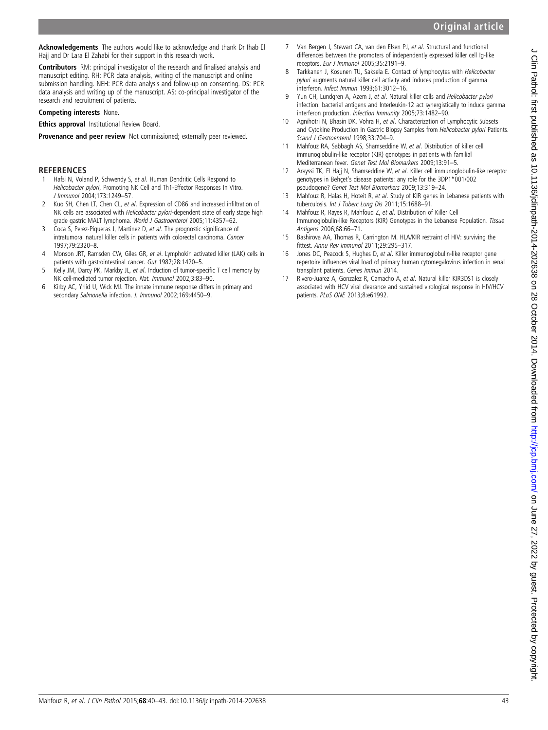**Acknowledgements** The authors would like to acknowledge and thank Dr Ihab El Hajj and Dr Lara El Zahabi for their support in this research work.

**Contributors** RM: principal investigator of the research and finalised analysis and manuscript editing. RH: PCR data analysis, writing of the manuscript and online submission handling. NEH: PCR data analysis and follow-up on consenting. DS: PCR data analysis and writing up of the manuscript. AS: co-principal investigator of the research and recruitment of patients.

**Competing interests** None.

**Ethics approval** Institutional Review Board.

**Provenance and peer review** Not commissioned; externally peer reviewed.

## REFERENCES

1. Hafsi N, Voland P, Schwendy S, *et al*. Human Dendritic Cells Respond to *Helicobacter pylori*, Promoting NK Cell and Th1-Effector Responses In Vitro. *J Immunol* 2004;173:1249–57.
2. Kuo SH, Chen LT, Chen CL, *et al*. Expression of CD86 and increased infiltration of NK cells are associated with *Helicobacter pylori*-dependent state of early stage high grade gastric MALT lymphoma. *World J Gastroenterol* 2005;11:4357–62.
3. Coca S, Perez-Piqueras J, Martinez D, *et al*. The prognostic significance of intratumoral natural killer cells in patients with colorectal carcinoma. *Cancer* 1997;79:2320–8.
4. Monson JRT, Ramsden CW, Giles GR, *et al*. Lymphokin activated killer (LAK) cells in patients with gastrointestinal cancer. *Gut* 1987;28:1420–5.
5. Kelly JM, Darcy PK, Markby JL, *et al*. Induction of tumor-specific T cell memory by NK cell-mediated tumor rejection. *Nat. Immunol* 2002;3:83–90.
6. Kirby AC, Yrlid U, Wick MJ. The innate immune response differs in primary and secondary *Salmonella* infection. *J. Immunol* 2002;169:4450–9.
7. Van Bergen J, Stewart CA, van den Elsen PJ, *et al*. Structural and functional differences between the promoters of independently expressed killer cell Ig-like receptors. *Eur J Immunol* 2005;35:2191–9.
8. Tarkkanen J, Kosunen TU, Saksela E. Contact of lymphocytes with *Helicobacter pylori* augments natural killer cell activity and induces production of gamma interferon. *Infect Immun* 1993;61:3012–16.
9. Yun CH, Lundgren A, Azem J, *et al*. Natural killer cells and *Helicobacter pylori* infection: bacterial antigens and Interleukin-12 act synergistically to induce gamma interferon production. *Infection Immunity* 2005;73:1482–90.
10. Agnihotri N, Bhasin DK, Vohra H, *et al*. Characterization of Lymphocytic Subsets and Cytokine Production in Gastric Biopsy Samples from *Helicobacter pylori* Patients. *Scand J Gastroenterol* 1998;33:704–9.
11. Mahfouz RA, Sabbagh AS, Shamseddine W, *et al*. Distribution of killer cell immunoglobulin-like receptor (KIR) genotypes in patients with familial Mediterranean fever. *Genet Test Mol Biomarkers* 2009;13:91–5.
12. Arayssi TK, El Hajj N, Shamseddine W, *et al*. Killer cell immunoglobulin-like receptor genotypes in Behçet's disease patients: any role for the 3DP1*001/002 pseudogene? *Genet Test Mol Biomarkers* 2009;13:319–24.
13. Mahfouz R, Halas H, Hoteit R, *et al*. Study of KIR genes in Lebanese patients with tuberculosis. *Int J Tuberc Lung Dis* 2011;15:1688–91.
14. Mahfouz R, Rayes R, Mahfoud Z, *et al*. Distribution of Killer Cell Immunoglobulin-like Receptors (KIR) Genotypes in the Lebanese Population. *Tissue Antigens* 2006;68:66–71.
15. Bashirova AA, Thomas R, Carrington M. HLA/KIR restraint of HIV: surviving the fittest. *Annu Rev Immunol* 2011;29:295–317.
16. Jones DC, Peacock S, Hughes D, *et al*. Killer immunoglobulin-like receptor gene repertoire influences viral load of primary human cytomegalovirus infection in renal transplant patients. *Genes Immun* 2014.
17. Rivero-Juarez A, Gonzalez R, Camacho A, *et al*. Natural killer KIR3DS1 is closely associated with HCV viral clearance and sustained virological response in HIV/HCV patients. *PLoS ONE* 2013;8:e61992.